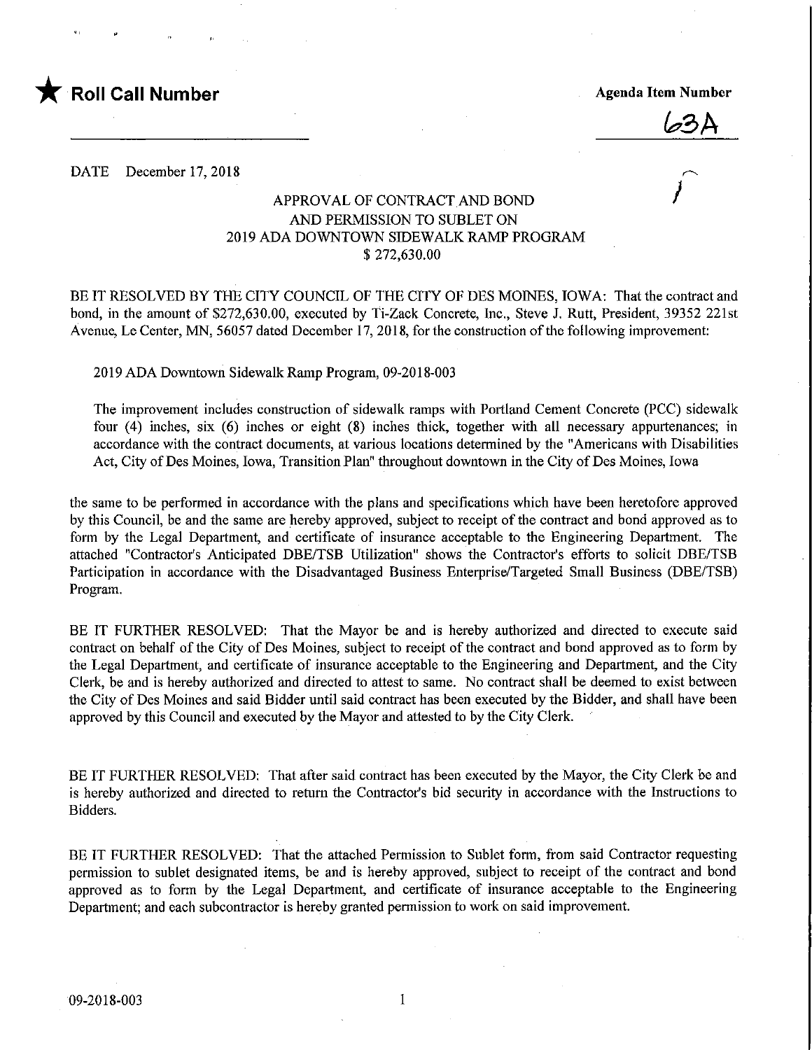★ **Roll Call Number** **Agenda Item Number**

63A

DATE December 17, 2018

### APPROVAL OF CONTRACT AND BOND AND PERMISSION TO SUBLET ON 2019 ADA DOWNTOWN SIDEWALK RAMP PROGRAM $ 272,630.00

BE IT RESOLVED BY THE CITY COUNCIL OF THE CITY OF DES MOINES, IOWA: That the contract and bond, in the amount of $272,630.00, executed by Ti-Zack Concrete, Inc., Steve J. Rutt, President, 39352 221st Avenue, Le Center, MN, 56057 dated December 17, 2018, for the construction of the following improvement:

2019 ADA Downtown Sidewalk Ramp Program, 09-2018-003

The improvement includes construction of sidewalk ramps with Portland Cement Concrete (PCC) sidewalk four (4) inches, six (6) inches or eight (8) inches thick, together with all necessary appurtenances; in accordance with the contract documents, at various locations determined by the "Americans with Disabilities Act, City of Des Moines, Iowa, Transition Plan" throughout downtown in the City of Des Moines, Iowa

the same to be performed in accordance with the plans and specifications which have been heretofore approved by this Council, be and the same are hereby approved, subject to receipt of the contract and bond approved as to form by the Legal Department, and certificate of insurance acceptable to the Engineering Department. The attached "Contractor's Anticipated DBE/TSB Utilization" shows the Contractor's efforts to solicit DBE/TSB Participation in accordance with the Disadvantaged Business Enterprise/Targeted Small Business (DBE/TSB) Program.

BE IT FURTHER RESOLVED: That the Mayor be and is hereby authorized and directed to execute said contract on behalf of the City of Des Moines, subject to receipt of the contract and bond approved as to form by the Legal Department, and certificate of insurance acceptable to the Engineering and Department, and the City Clerk, be and is hereby authorized and directed to attest to same. No contract shall be deemed to exist between the City of Des Moines and said Bidder until said contract has been executed by the Bidder, and shall have been approved by this Council and executed by the Mayor and attested to by the City Clerk.

BE IT FURTHER RESOLVED: That after said contract has been executed by the Mayor, the City Clerk be and is hereby authorized and directed to return the Contractor's bid security in accordance with the Instructions to Bidders.

BE IT FURTHER RESOLVED: That the attached Permission to Sublet form, from said Contractor requesting permission to sublet designated items, be and is hereby approved, subject to receipt of the contract and bond approved as to form by the Legal Department, and certificate of insurance acceptable to the Engineering Department; and each subcontractor is hereby granted permission to work on said improvement.

09-2018-003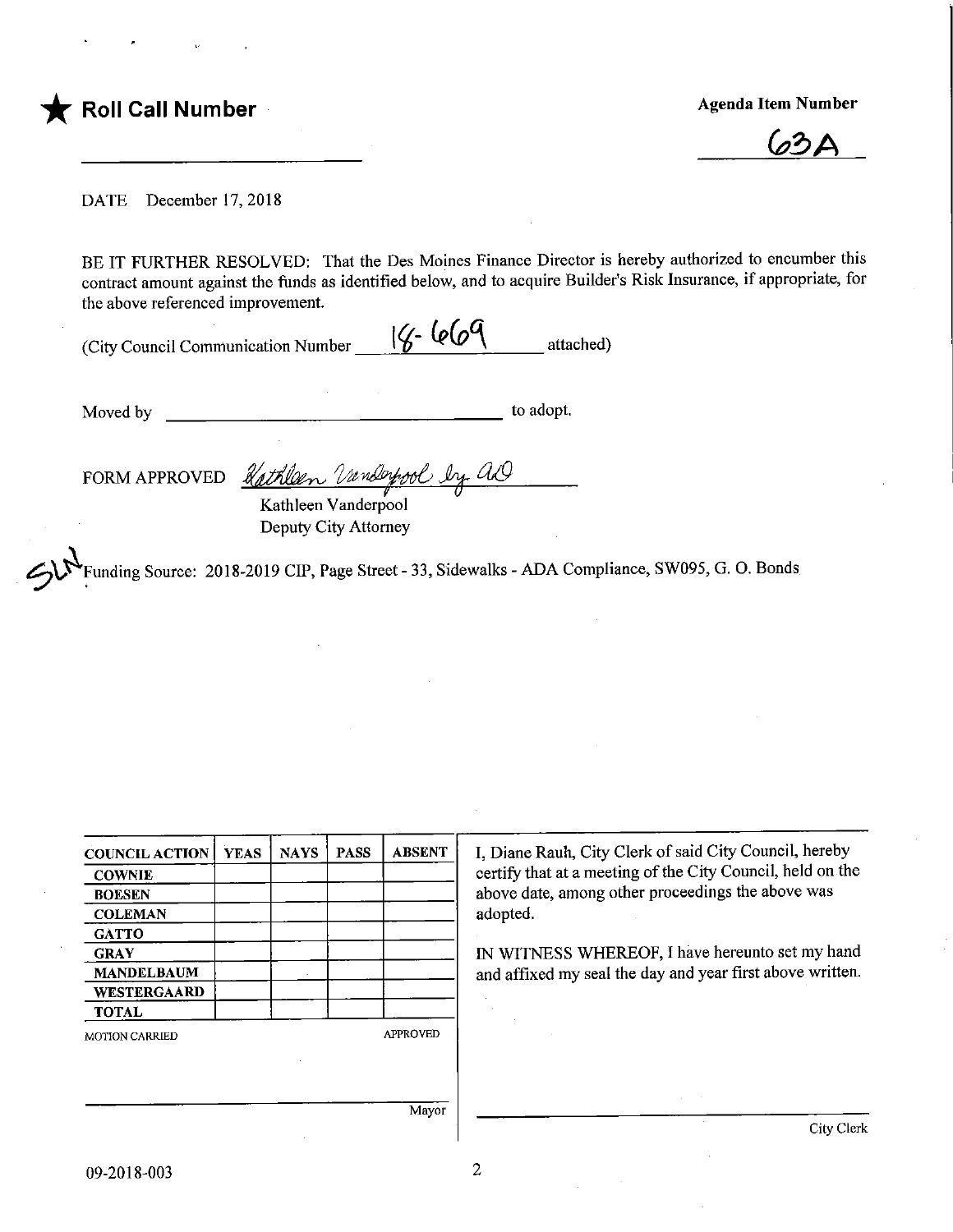★ **Roll Call Number**

**Agenda Item Number**

63A

DATE December 17, 2018

BE IT FURTHER RESOLVED: That the Des Moines Finance Director is hereby authorized to encumber this contract amount against the funds as identified below, and to acquire Builder's Risk Insurance, if appropriate, for the above referenced improvement.

(City Council Communication Number 18-669 attached)

Moved by ______________________ to adopt.

FORM APPROVED *Kathleen Vanderpool by AD*
Kathleen Vanderpool
Deputy City Attorney

SLN Funding Source: 2018-2019 CIP, Page Street - 33, Sidewalks - ADA Compliance, SW095, G. O. Bonds

| COUNCIL ACTION | YEAS | NAYS | PASS | ABSENT |
|---|---|---|---|---|
| COWNIE | | | | |
| BOESEN | | | | |
| COLEMAN | | | | |
| GATTO | | | | |
| GRAY | | | | |
| MANDELBAUM | | | | |
| WESTERGAARD | | | | |
| TOTAL | | | | |

MOTION CARRIED APPROVED

Mayor

I, Diane Rauh, City Clerk of said City Council, hereby certify that at a meeting of the City Council, held on the above date, among other proceedings the above was adopted.

IN WITNESS WHEREOF, I have hereunto set my hand and affixed my seal the day and year first above written.

City Clerk

09-2018-003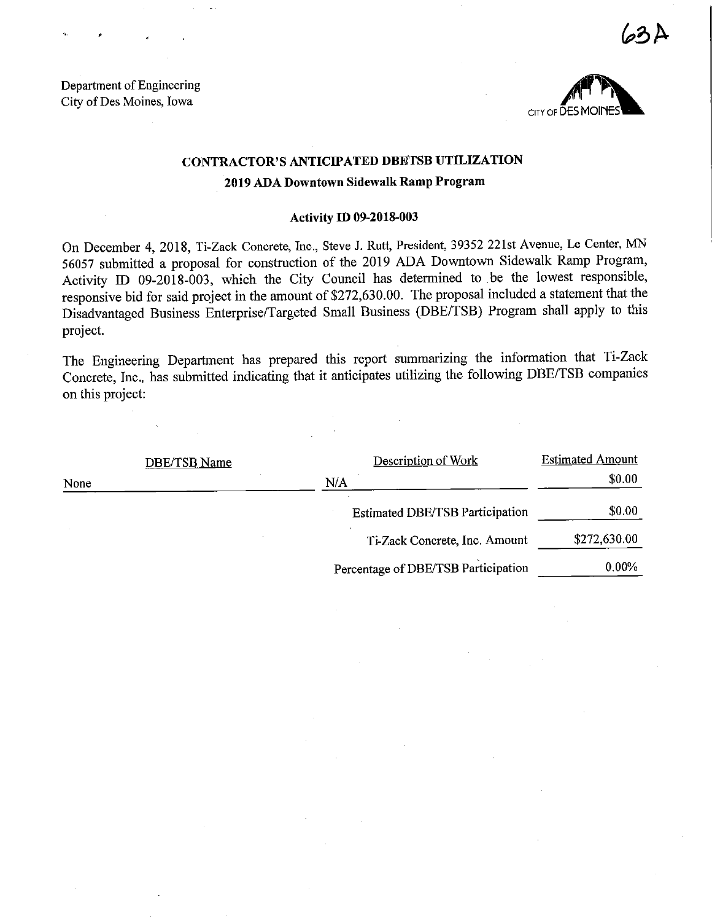63A

Department of Engineering
City of Des Moines, Iowa

CITY OF DES MOINES

## CONTRACTOR'S ANTICIPATED DBE/TSB UTILIZATION

### 2019 ADA Downtown Sidewalk Ramp Program

### Activity ID 09-2018-003

On December 4, 2018, Ti-Zack Concrete, Inc., Steve J. Rutt, President, 39352 221st Avenue, Le Center, MN 56057 submitted a proposal for construction of the 2019 ADA Downtown Sidewalk Ramp Program, Activity ID 09-2018-003, which the City Council has determined to be the lowest responsible, responsive bid for said project in the amount of $272,630.00. The proposal included a statement that the Disadvantaged Business Enterprise/Targeted Small Business (DBE/TSB) Program shall apply to this project.

The Engineering Department has prepared this report summarizing the information that Ti-Zack Concrete, Inc., has submitted indicating that it anticipates utilizing the following DBE/TSB companies on this project:

| DBE/TSB Name | Description of Work | Estimated Amount |
|---|---|---|
| None | N/A | $0.00 |
| | Estimated DBE/TSB Participation | $0.00 |
| | Ti-Zack Concrete, Inc. Amount | $272,630.00 |
| | Percentage of DBE/TSB Participation | 0.00% |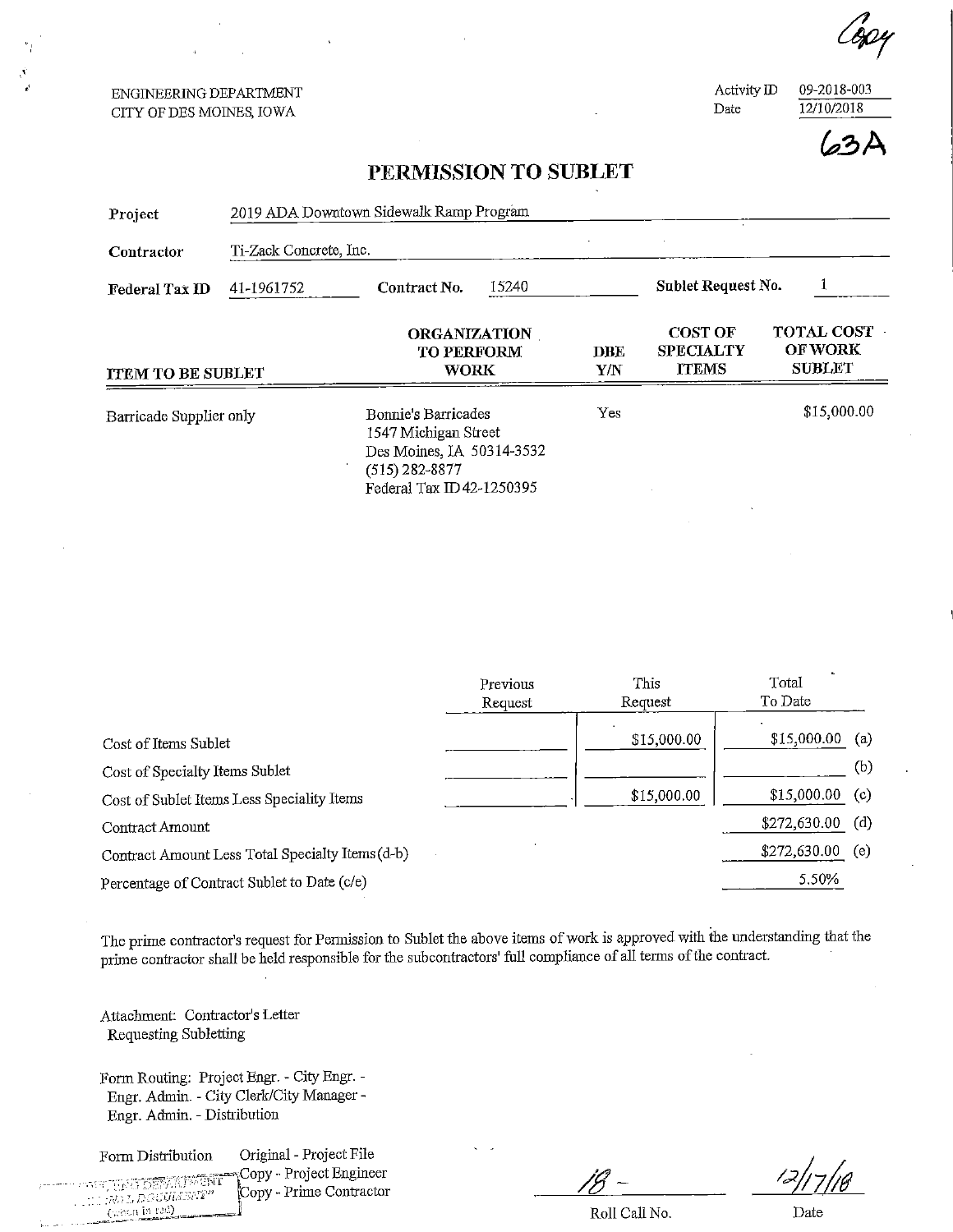Copy

ENGINEERING DEPARTMENT
CITY OF DES MOINES, IOWA

Activity ID 09-2018-003
Date 12/10/2018

63A

# PERMISSION TO SUBLET

**Project** 2019 ADA Downtown Sidewalk Ramp Program

**Contractor** Ti-Zack Concrete, Inc.

**Federal Tax ID** 41-1961752 **Contract No.** 15240 **Sublet Request No.** 1

| ITEM TO BE SUBLET | ORGANIZATION TO PERFORM WORK | DBE Y/N | COST OF SPECIALTY ITEMS | TOTAL COST OF WORK SUBLET |
|---|---|---|---|---|
| Barricade Supplier only | Bonnie's Barricades<br>1547 Michigan Street<br>Des Moines, IA 50314-3532<br>(515) 282-8877<br>Federal Tax ID 42-1250395 | Yes | | $15,000.00 |

| | Previous Request | This Request | Total To Date | |
|---|---|---|---|---|
| Cost of Items Sublet | | $15,000.00 | $15,000.00 | (a) |
| Cost of Specialty Items Sublet | | | | (b) |
| Cost of Sublet Items Less Speciality Items | | $15,000.00 | $15,000.00 | (c) |
| Contract Amount | | | $272,630.00 | (d) |
| Contract Amount Less Total Specialty Items (d-b) | | | $272,630.00 | (e) |
| Percentage of Contract Sublet to Date (c/e) | | | 5.50% | |

The prime contractor's request for Permission to Sublet the above items of work is approved with the understanding that the prime contractor shall be held responsible for the subcontractors' full compliance of all terms of the contract.

Attachment: Contractor's Letter Requesting Subletting

Form Routing: Project Engr. - City Engr. - Engr. Admin. - City Clerk/City Manager - Engr. Admin. - Distribution

Form Distribution
Original - Project File
Copy - Project Engineer
Copy - Prime Contractor

18 -
Roll Call No.

12/17/18
Date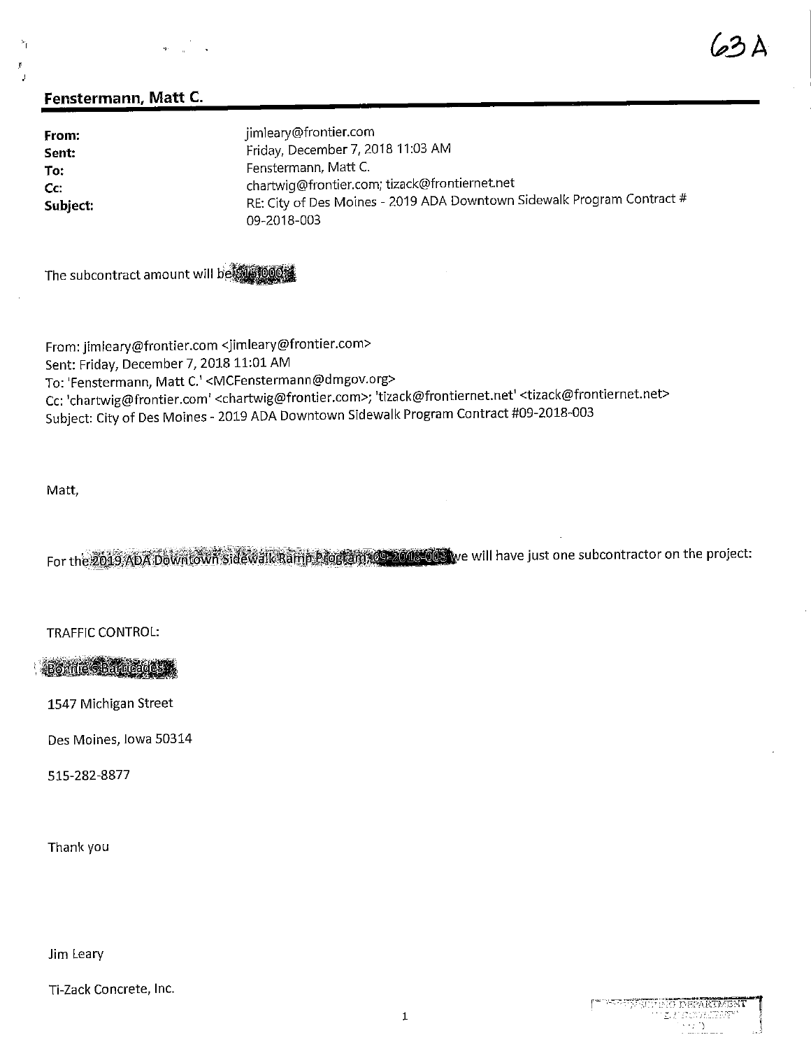63A

## Fenstermann, Matt C.

| | |
|---|---|
| **From:** | jimleary@frontier.com |
| **Sent:** | Friday, December 7, 2018 11:03 AM |
| **To:** | Fenstermann, Matt C. |
| **Cc:** | chartwig@frontier.com; tizack@frontiernet.net |
| **Subject:** | RE: City of Des Moines - 2019 ADA Downtown Sidewalk Program Contract # 09-2018-003 |

The subcontract amount will be $15,000.

From: jimleary@frontier.com <jimleary@frontier.com>
Sent: Friday, December 7, 2018 11:01 AM
To: 'Fenstermann, Matt C.' <MCFenstermann@dmgov.org>
Cc: 'chartwig@frontier.com' <chartwig@frontier.com>; 'tizack@frontiernet.net' <tizack@frontiernet.net>
Subject: City of Des Moines - 2019 ADA Downtown Sidewalk Program Contract #09-2018-003

Matt,

For the 2019 ADA Downtown Sidewalk Ramp Program, 09-2018-003 we will have just one subcontractor on the project:

TRAFFIC CONTROL:

Bonnie's Barricades

1547 Michigan Street

Des Moines, Iowa 50314

515-282-8877

Thank you

Jim Leary

Ti-Zack Concrete, Inc.